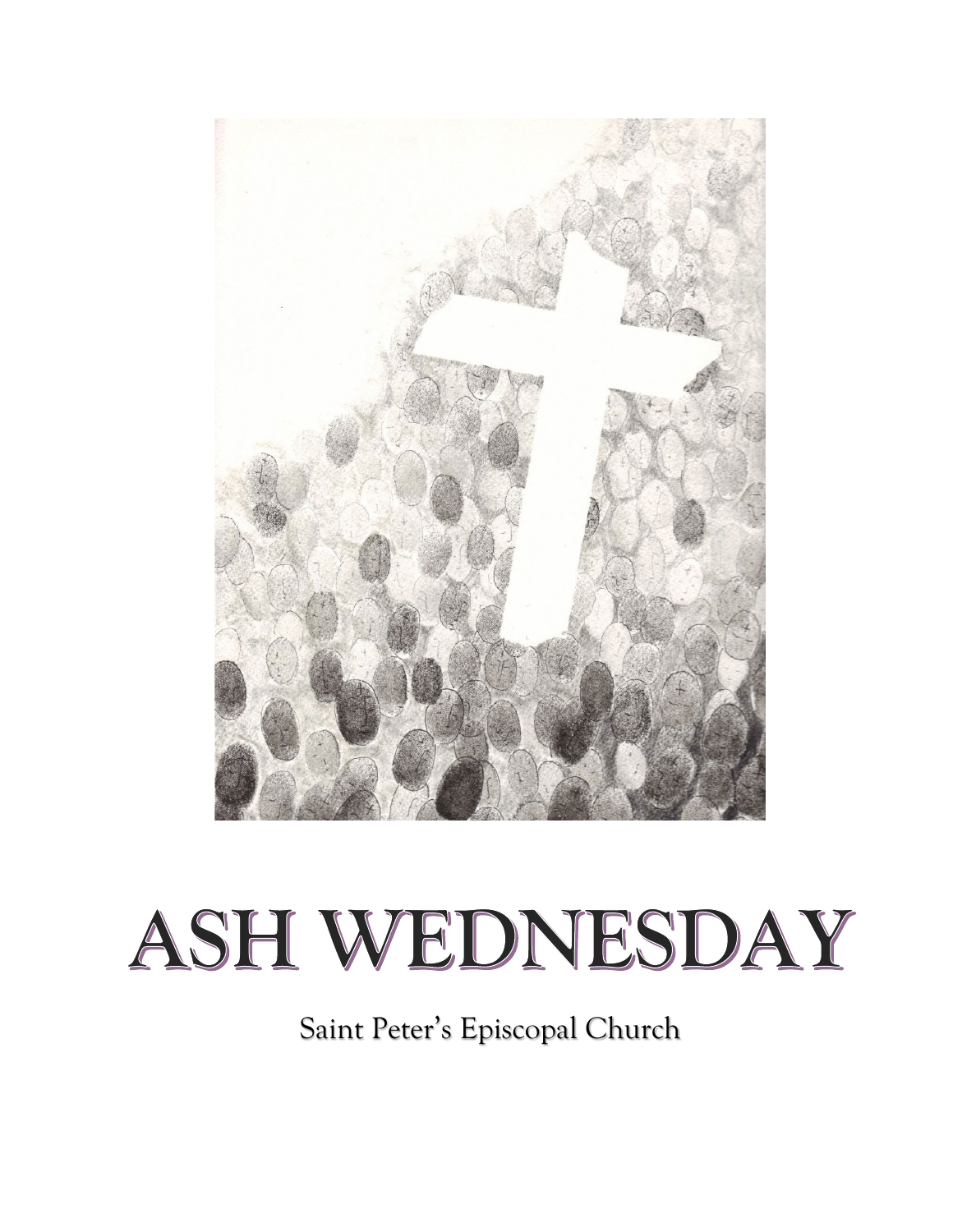# ASH WEDNESDAY

Saint Peter's Episcopal Church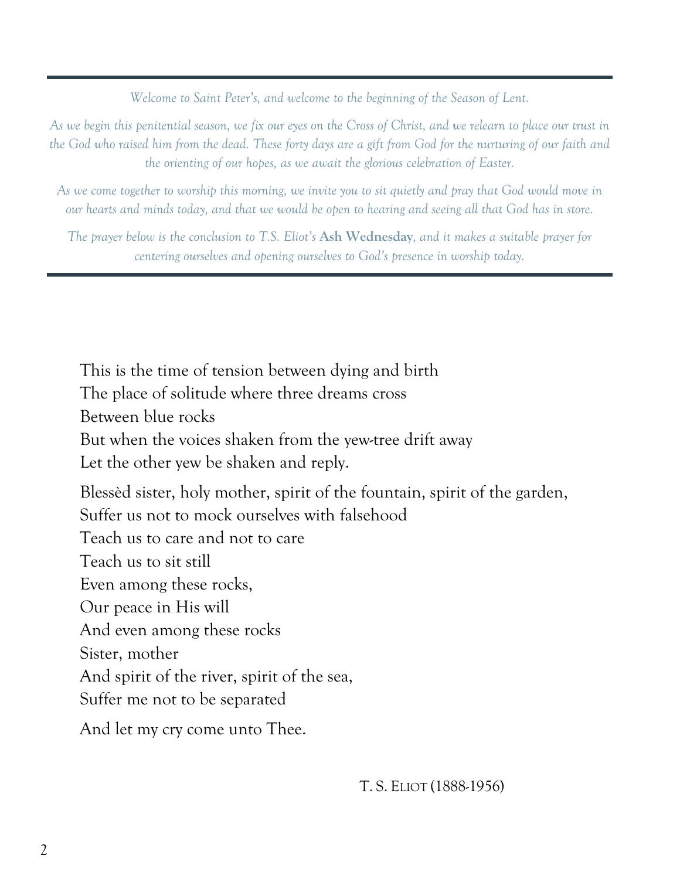---

*Welcome to Saint Peter's, and welcome to the beginning of the Season of Lent.*

*As we begin this penitential season, we fix our eyes on the Cross of Christ, and we relearn to place our trust in the God who raised him from the dead. These forty days are a gift from God for the nurturing of our faith and the orienting of our hopes, as we await the glorious celebration of Easter.*

*As we come together to worship this morning, we invite you to sit quietly and pray that God would move in our hearts and minds today, and that we would be open to hearing and seeing all that God has in store.*

*The prayer below is the conclusion to T.S. Eliot's* **Ash Wednesday***, and it makes a suitable prayer for centering ourselves and opening ourselves to God's presence in worship today.*

---

This is the time of tension between dying and birth  
The place of solitude where three dreams cross  
Between blue rocks  
But when the voices shaken from the yew-tree drift away  
Let the other yew be shaken and reply.

Blessèd sister, holy mother, spirit of the fountain, spirit of the garden,  
Suffer us not to mock ourselves with falsehood  
Teach us to care and not to care  
Teach us to sit still  
Even among these rocks,  
Our peace in His will  
And even among these rocks  
Sister, mother  
And spirit of the river, spirit of the sea,  
Suffer me not to be separated

And let my cry come unto Thee.

T. S. ELIOT (1888-1956)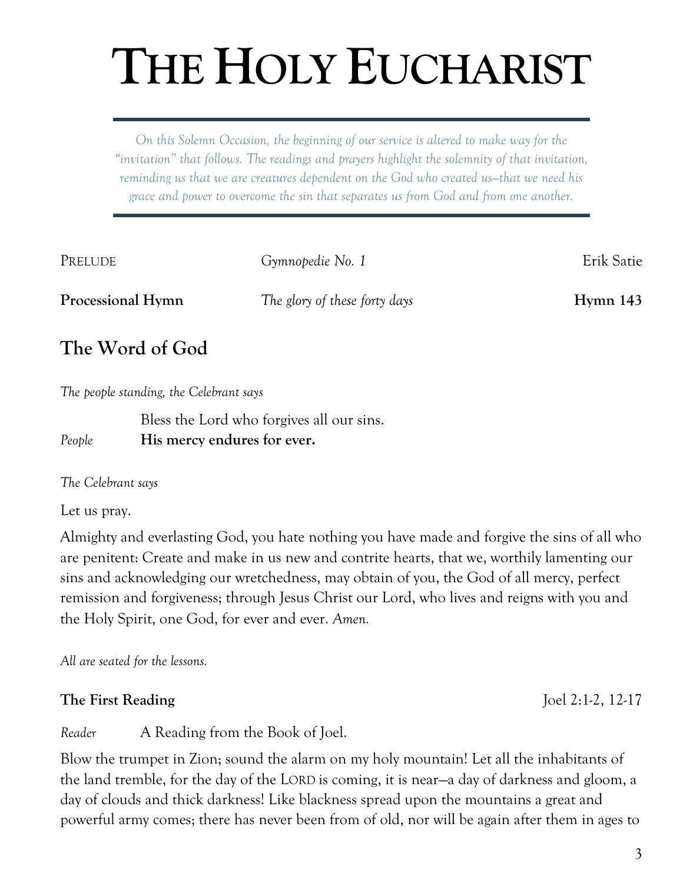# THE HOLY EUCHARIST

---

*On this Solemn Occasion, the beginning of our service is altered to make way for the "invitation" that follows. The readings and prayers highlight the solemnity of that invitation, reminding us that we are creatures dependent on the God who created us—that we need his grace and power to overcome the sin that separates us from God and from one another.*

---

| | | |
|---|---|---|
| PRELUDE | *Gymnopedie No. 1* | Erik Satie |
| **Processional Hymn** | *The glory of these forty days* | **Hymn 143** |

## The Word of God

*The people standing, the Celebrant says*

Bless the Lord who forgives all our sins.

*People* **His mercy endures for ever.**

*The Celebrant says*

Let us pray.

Almighty and everlasting God, you hate nothing you have made and forgive the sins of all who are penitent: Create and make in us new and contrite hearts, that we, worthily lamenting our sins and acknowledging our wretchedness, may obtain of you, the God of all mercy, perfect remission and forgiveness; through Jesus Christ our Lord, who lives and reigns with you and the Holy Spirit, one God, for ever and ever. *Amen.*

*All are seated for the lessons.*

**The First Reading** Joel 2:1-2, 12-17

*Reader* A Reading from the Book of Joel.

Blow the trumpet in Zion; sound the alarm on my holy mountain! Let all the inhabitants of the land tremble, for the day of the LORD is coming, it is near—a day of darkness and gloom, a day of clouds and thick darkness! Like blackness spread upon the mountains a great and powerful army comes; there has never been from of old, nor will be again after them in ages to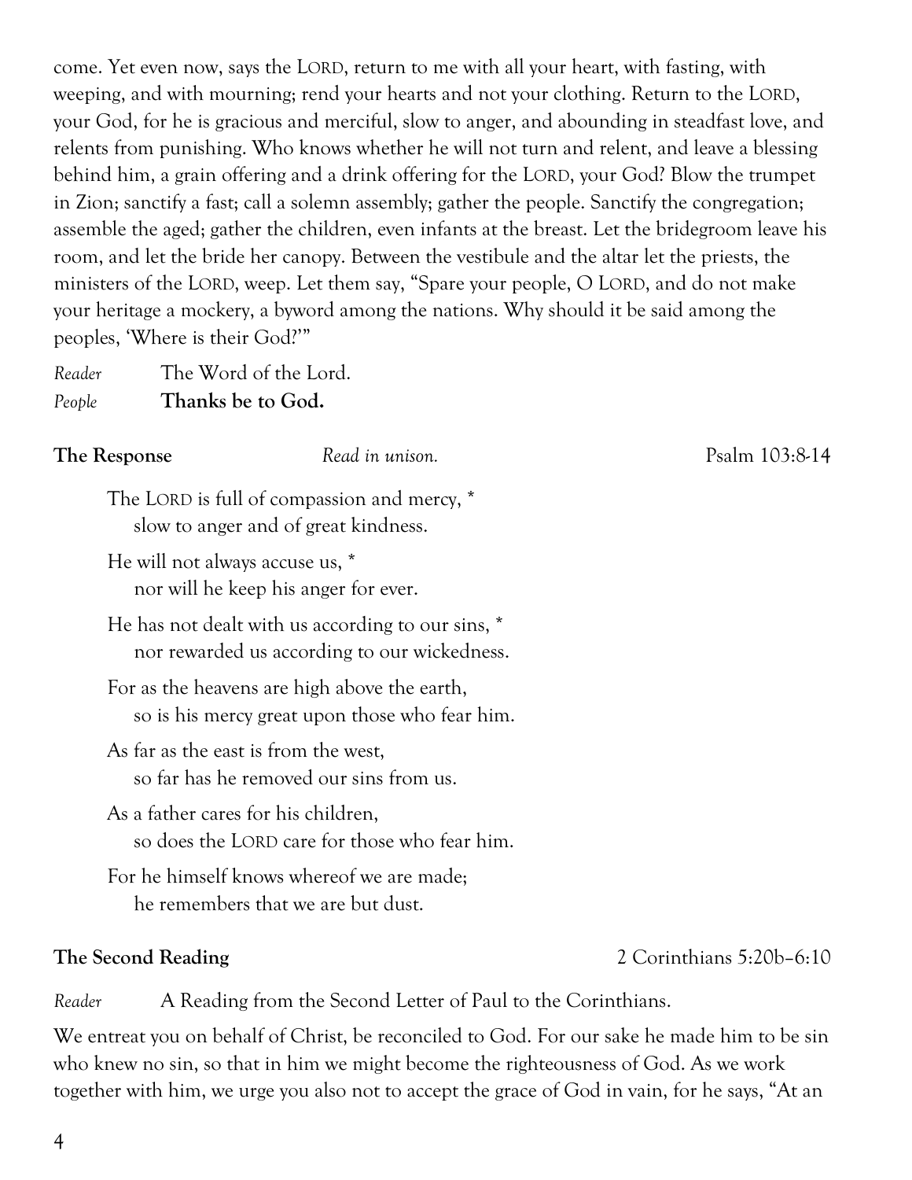come. Yet even now, says the LORD, return to me with all your heart, with fasting, with weeping, and with mourning; rend your hearts and not your clothing. Return to the LORD, your God, for he is gracious and merciful, slow to anger, and abounding in steadfast love, and relents from punishing. Who knows whether he will not turn and relent, and leave a blessing behind him, a grain offering and a drink offering for the LORD, your God? Blow the trumpet in Zion; sanctify a fast; call a solemn assembly; gather the people. Sanctify the congregation; assemble the aged; gather the children, even infants at the breast. Let the bridegroom leave his room, and let the bride her canopy. Between the vestibule and the altar let the priests, the ministers of the LORD, weep. Let them say, "Spare your people, O LORD, and do not make your heritage a mockery, a byword among the nations. Why should it be said among the peoples, 'Where is their God?'"

*Reader* The Word of the Lord.
*People* **Thanks be to God.**

**The Response** *Read in unison.* Psalm 103:8-14

The LORD is full of compassion and mercy, *
  slow to anger and of great kindness.

He will not always accuse us, *
  nor will he keep his anger for ever.

He has not dealt with us according to our sins, *
  nor rewarded us according to our wickedness.

For as the heavens are high above the earth,
  so is his mercy great upon those who fear him.

As far as the east is from the west,
  so far has he removed our sins from us.

As a father cares for his children,
  so does the LORD care for those who fear him.

For he himself knows whereof we are made;
  he remembers that we are but dust.

**The Second Reading** 2 Corinthians 5:20b–6:10

*Reader* A Reading from the Second Letter of Paul to the Corinthians.

We entreat you on behalf of Christ, be reconciled to God. For our sake he made him to be sin who knew no sin, so that in him we might become the righteousness of God. As we work together with him, we urge you also not to accept the grace of God in vain, for he says, "At an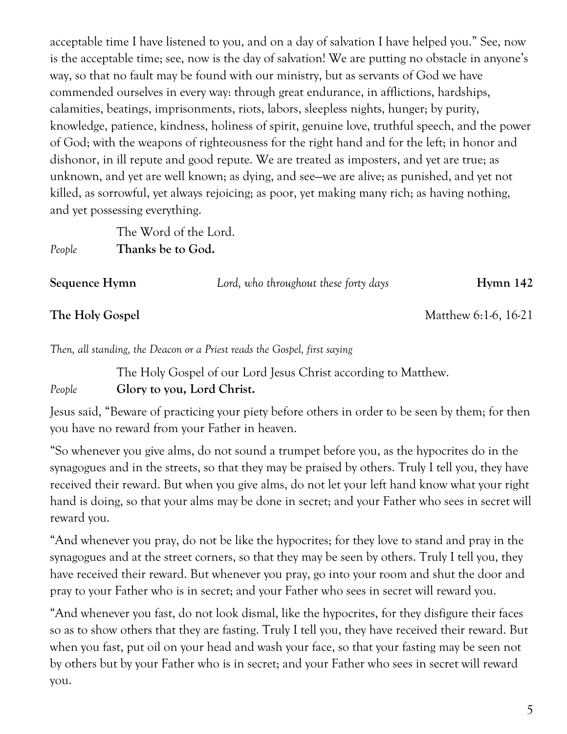acceptable time I have listened to you, and on a day of salvation I have helped you." See, now is the acceptable time; see, now is the day of salvation! We are putting no obstacle in anyone's way, so that no fault may be found with our ministry, but as servants of God we have commended ourselves in every way: through great endurance, in afflictions, hardships, calamities, beatings, imprisonments, riots, labors, sleepless nights, hunger; by purity, knowledge, patience, kindness, holiness of spirit, genuine love, truthful speech, and the power of God; with the weapons of righteousness for the right hand and for the left; in honor and dishonor, in ill repute and good repute. We are treated as imposters, and yet are true; as unknown, and yet are well known; as dying, and see—we are alive; as punished, and yet not killed, as sorrowful, yet always rejoicing; as poor, yet making many rich; as having nothing, and yet possessing everything.

The Word of the Lord.

*People* **Thanks be to God.**

**Sequence Hymn** *Lord, who throughout these forty days* **Hymn 142**

**The Holy Gospel** Matthew 6:1-6, 16-21

*Then, all standing, the Deacon or a Priest reads the Gospel, first saying*

The Holy Gospel of our Lord Jesus Christ according to Matthew.

*People* **Glory to you, Lord Christ.**

Jesus said, "Beware of practicing your piety before others in order to be seen by them; for then you have no reward from your Father in heaven.

"So whenever you give alms, do not sound a trumpet before you, as the hypocrites do in the synagogues and in the streets, so that they may be praised by others. Truly I tell you, they have received their reward. But when you give alms, do not let your left hand know what your right hand is doing, so that your alms may be done in secret; and your Father who sees in secret will reward you.

"And whenever you pray, do not be like the hypocrites; for they love to stand and pray in the synagogues and at the street corners, so that they may be seen by others. Truly I tell you, they have received their reward. But whenever you pray, go into your room and shut the door and pray to your Father who is in secret; and your Father who sees in secret will reward you.

"And whenever you fast, do not look dismal, like the hypocrites, for they disfigure their faces so as to show others that they are fasting. Truly I tell you, they have received their reward. But when you fast, put oil on your head and wash your face, so that your fasting may be seen not by others but by your Father who is in secret; and your Father who sees in secret will reward you.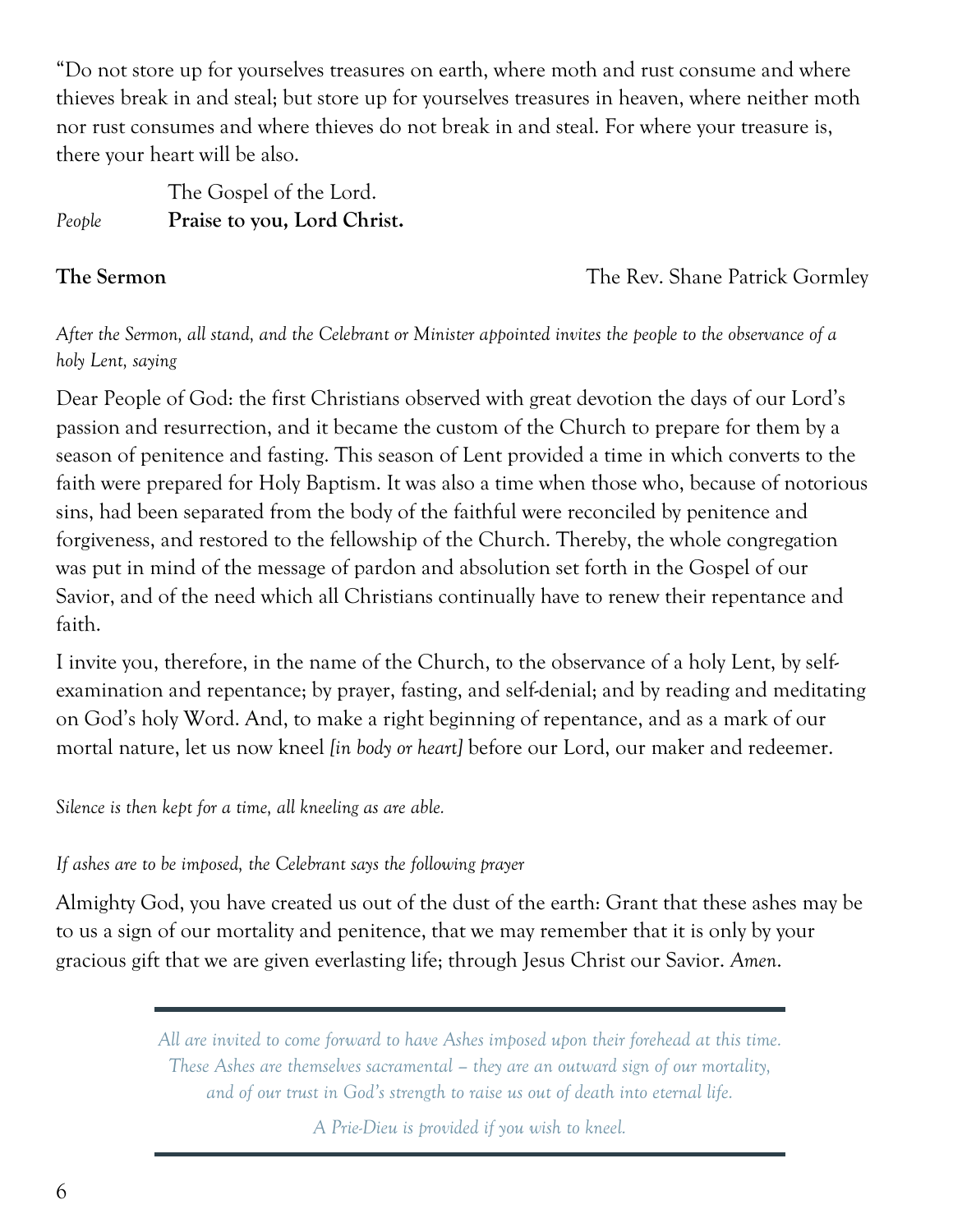"Do not store up for yourselves treasures on earth, where moth and rust consume and where thieves break in and steal; but store up for yourselves treasures in heaven, where neither moth nor rust consumes and where thieves do not break in and steal. For where your treasure is, there your heart will be also.

The Gospel of the Lord.

*People* **Praise to you, Lord Christ.**

**The Sermon** The Rev. Shane Patrick Gormley

*After the Sermon, all stand, and the Celebrant or Minister appointed invites the people to the observance of a holy Lent, saying*

Dear People of God: the first Christians observed with great devotion the days of our Lord's passion and resurrection, and it became the custom of the Church to prepare for them by a season of penitence and fasting. This season of Lent provided a time in which converts to the faith were prepared for Holy Baptism. It was also a time when those who, because of notorious sins, had been separated from the body of the faithful were reconciled by penitence and forgiveness, and restored to the fellowship of the Church. Thereby, the whole congregation was put in mind of the message of pardon and absolution set forth in the Gospel of our Savior, and of the need which all Christians continually have to renew their repentance and faith.

I invite you, therefore, in the name of the Church, to the observance of a holy Lent, by self-examination and repentance; by prayer, fasting, and self-denial; and by reading and meditating on God's holy Word. And, to make a right beginning of repentance, and as a mark of our mortal nature, let us now kneel *[in body or heart]* before our Lord, our maker and redeemer.

*Silence is then kept for a time, all kneeling as are able.*

*If ashes are to be imposed, the Celebrant says the following prayer*

Almighty God, you have created us out of the dust of the earth: Grant that these ashes may be to us a sign of our mortality and penitence, that we may remember that it is only by your gracious gift that we are given everlasting life; through Jesus Christ our Savior. *Amen.*

---

*All are invited to come forward to have Ashes imposed upon their forehead at this time. These Ashes are themselves sacramental – they are an outward sign of our mortality, and of our trust in God's strength to raise us out of death into eternal life.*

*A Prie-Dieu is provided if you wish to kneel.*

---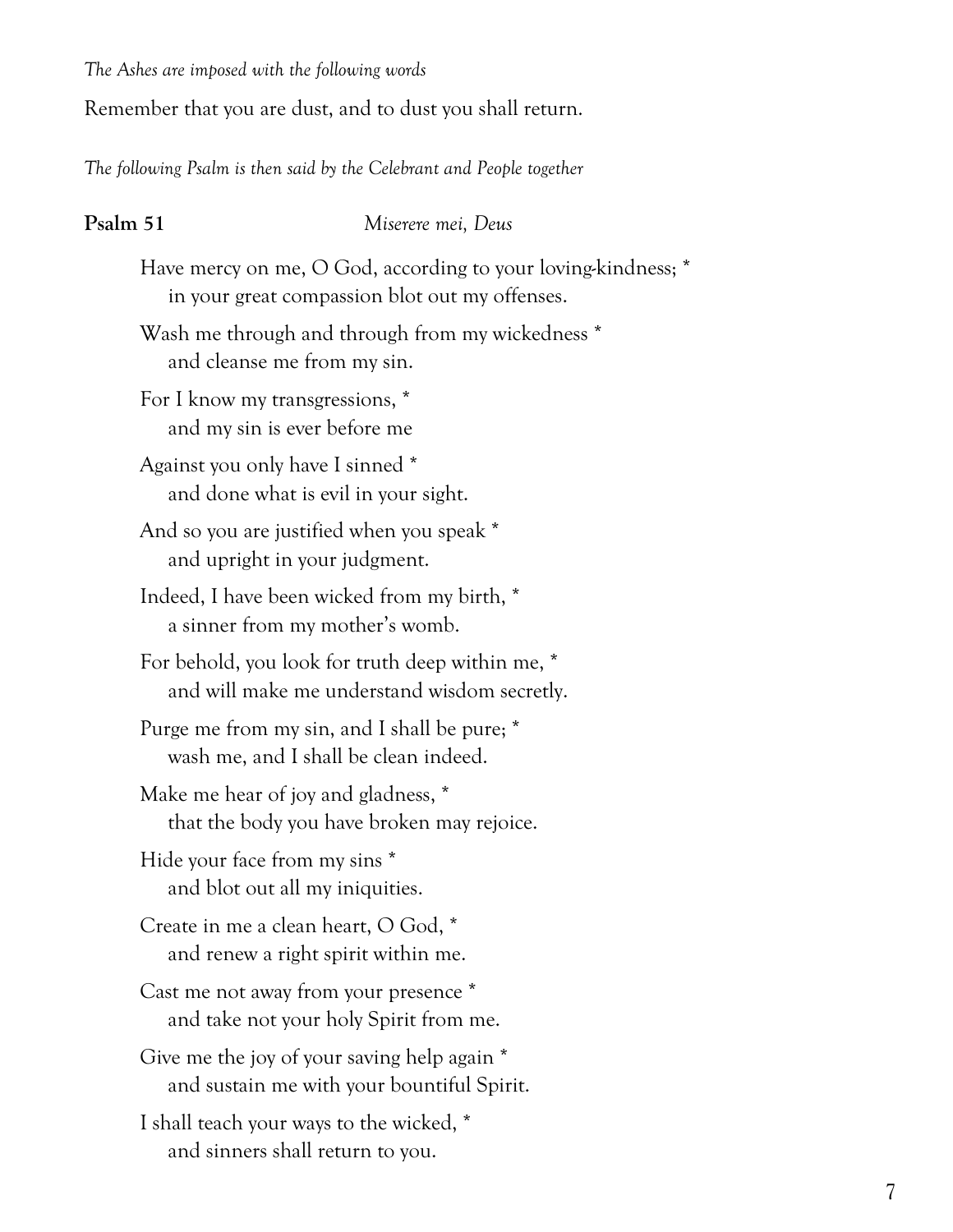*The Ashes are imposed with the following words*

Remember that you are dust, and to dust you shall return.

*The following Psalm is then said by the Celebrant and People together*

**Psalm 51** *Miserere mei, Deus*

Have mercy on me, O God, according to your loving-kindness; *
  in your great compassion blot out my offenses.

Wash me through and through from my wickedness *
  and cleanse me from my sin.

For I know my transgressions, *
  and my sin is ever before me

Against you only have I sinned *
  and done what is evil in your sight.

And so you are justified when you speak *
  and upright in your judgment.

Indeed, I have been wicked from my birth, *
  a sinner from my mother's womb.

For behold, you look for truth deep within me, *
  and will make me understand wisdom secretly.

Purge me from my sin, and I shall be pure; *
  wash me, and I shall be clean indeed.

Make me hear of joy and gladness, *
  that the body you have broken may rejoice.

Hide your face from my sins *
  and blot out all my iniquities.

Create in me a clean heart, O God, *
  and renew a right spirit within me.

Cast me not away from your presence *
  and take not your holy Spirit from me.

Give me the joy of your saving help again *
  and sustain me with your bountiful Spirit.

I shall teach your ways to the wicked, *
  and sinners shall return to you.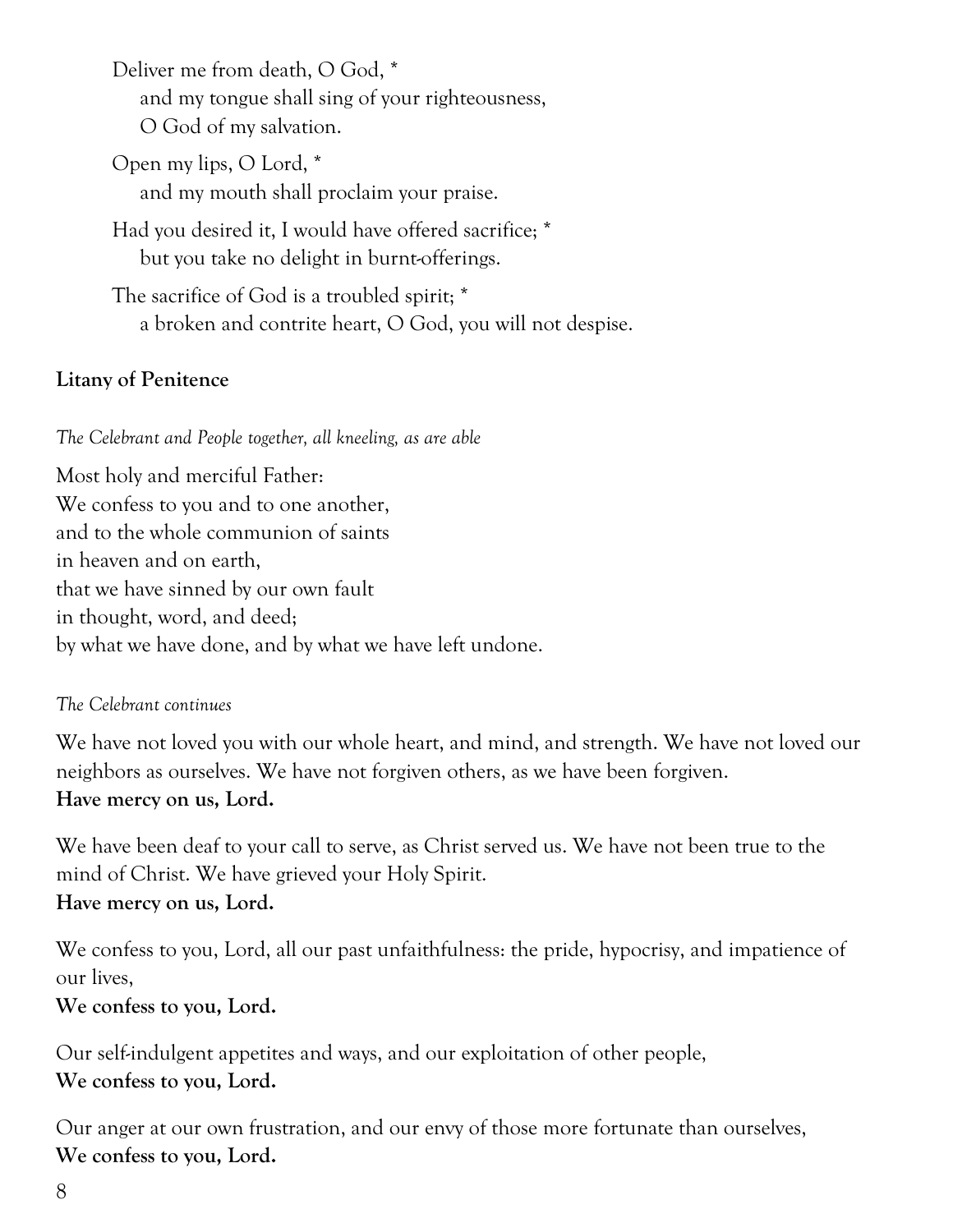Deliver me from death, O God, *
    and my tongue shall sing of your righteousness,
    O God of my salvation.

Open my lips, O Lord, *
    and my mouth shall proclaim your praise.

Had you desired it, I would have offered sacrifice; *
    but you take no delight in burnt-offerings.

The sacrifice of God is a troubled spirit; *
    a broken and contrite heart, O God, you will not despise.

**Litany of Penitence**

*The Celebrant and People together, all kneeling, as are able*

Most holy and merciful Father:
We confess to you and to one another,
and to the whole communion of saints
in heaven and on earth,
that we have sinned by our own fault
in thought, word, and deed;
by what we have done, and by what we have left undone.

*The Celebrant continues*

We have not loved you with our whole heart, and mind, and strength. We have not loved our neighbors as ourselves. We have not forgiven others, as we have been forgiven.
**Have mercy on us, Lord.**

We have been deaf to your call to serve, as Christ served us. We have not been true to the mind of Christ. We have grieved your Holy Spirit.
**Have mercy on us, Lord.**

We confess to you, Lord, all our past unfaithfulness: the pride, hypocrisy, and impatience of our lives,
**We confess to you, Lord.**

Our self-indulgent appetites and ways, and our exploitation of other people,
**We confess to you, Lord.**

Our anger at our own frustration, and our envy of those more fortunate than ourselves,
**We confess to you, Lord.**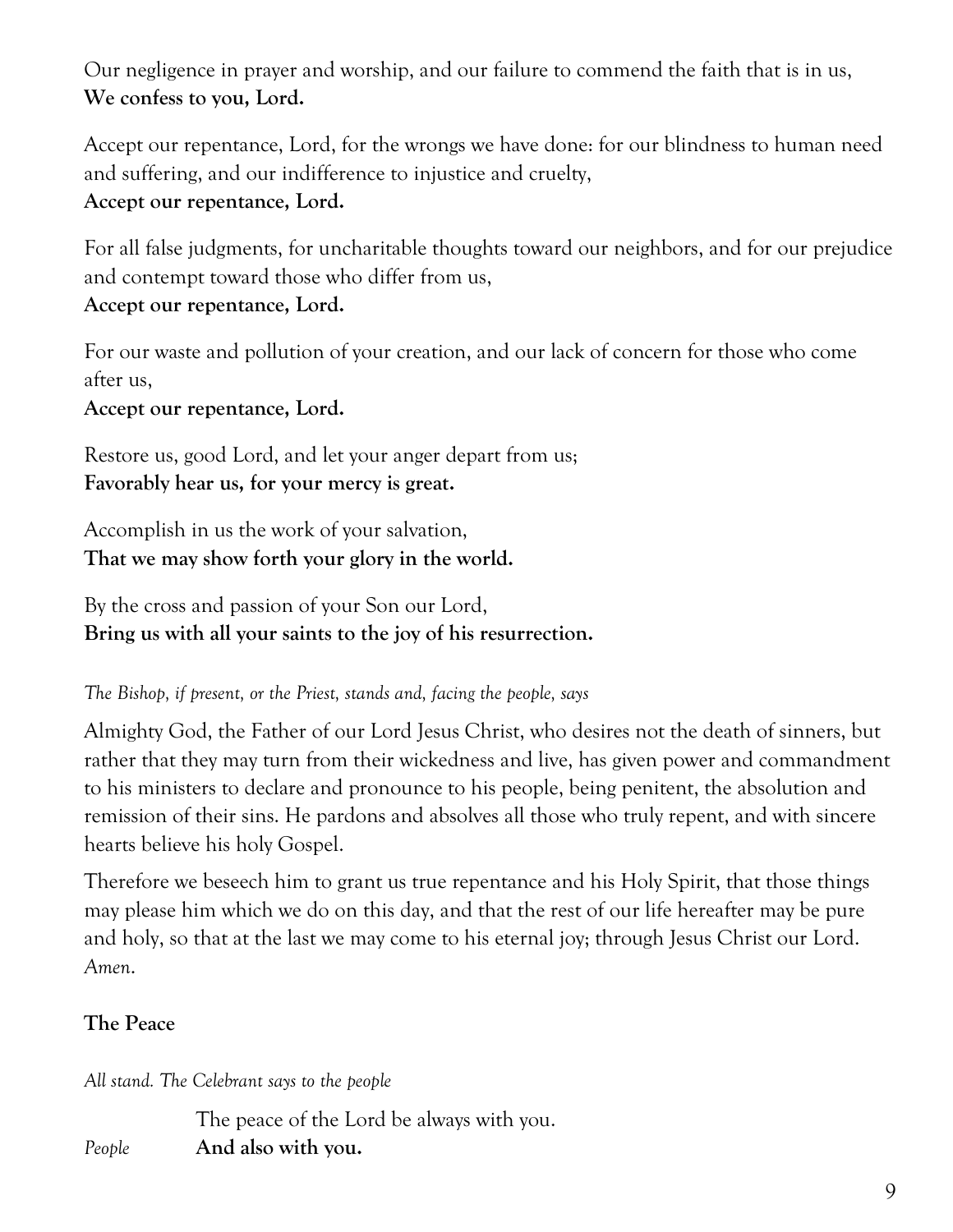Our negligence in prayer and worship, and our failure to commend the faith that is in us,
**We confess to you, Lord.**

Accept our repentance, Lord, for the wrongs we have done: for our blindness to human need and suffering, and our indifference to injustice and cruelty,
**Accept our repentance, Lord.**

For all false judgments, for uncharitable thoughts toward our neighbors, and for our prejudice and contempt toward those who differ from us,
**Accept our repentance, Lord.**

For our waste and pollution of your creation, and our lack of concern for those who come after us,
**Accept our repentance, Lord.**

Restore us, good Lord, and let your anger depart from us;
**Favorably hear us, for your mercy is great.**

Accomplish in us the work of your salvation,
**That we may show forth your glory in the world.**

By the cross and passion of your Son our Lord,
**Bring us with all your saints to the joy of his resurrection.**

*The Bishop, if present, or the Priest, stands and, facing the people, says*

Almighty God, the Father of our Lord Jesus Christ, who desires not the death of sinners, but rather that they may turn from their wickedness and live, has given power and commandment to his ministers to declare and pronounce to his people, being penitent, the absolution and remission of their sins. He pardons and absolves all those who truly repent, and with sincere hearts believe his holy Gospel.

Therefore we beseech him to grant us true repentance and his Holy Spirit, that those things may please him which we do on this day, and that the rest of our life hereafter may be pure and holy, so that at the last we may come to his eternal joy; through Jesus Christ our Lord. *Amen.*

**The Peace**

*All stand. The Celebrant says to the people*

The peace of the Lord be always with you.
*People* **And also with you.**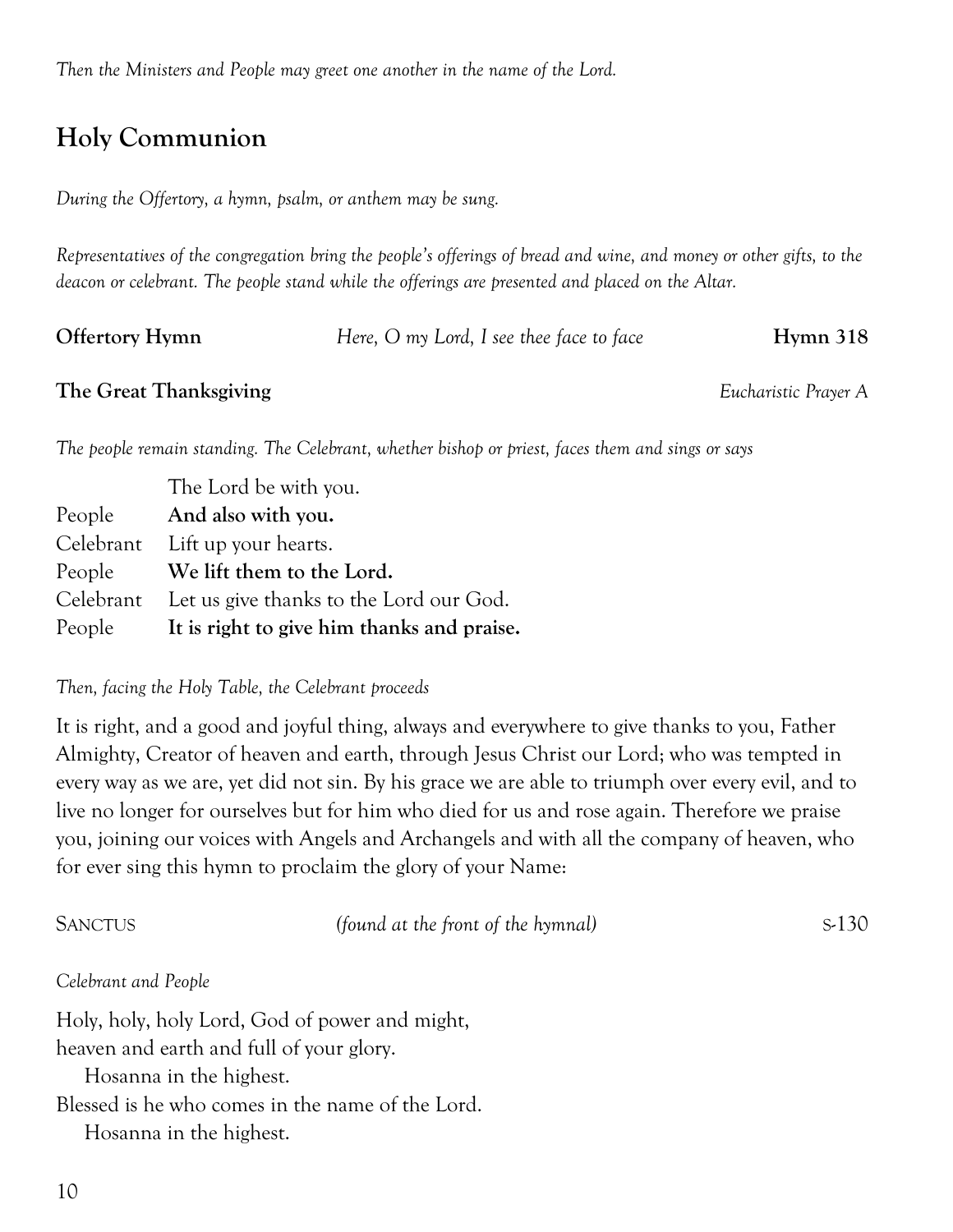*Then the Ministers and People may greet one another in the name of the Lord.*

## Holy Communion

*During the Offertory, a hymn, psalm, or anthem may be sung.*

*Representatives of the congregation bring the people's offerings of bread and wine, and money or other gifts, to the deacon or celebrant. The people stand while the offerings are presented and placed on the Altar.*

**Offertory Hymn** *Here, O my Lord, I see thee face to face* **Hymn 318**

**The Great Thanksgiving** *Eucharistic Prayer A*

*The people remain standing. The Celebrant, whether bishop or priest, faces them and sings or says*

| | |
|---|---|
| | The Lord be with you. |
| People | **And also with you.** |
| Celebrant | Lift up your hearts. |
| People | **We lift them to the Lord.** |
| Celebrant | Let us give thanks to the Lord our God. |
| People | **It is right to give him thanks and praise.** |

*Then, facing the Holy Table, the Celebrant proceeds*

It is right, and a good and joyful thing, always and everywhere to give thanks to you, Father Almighty, Creator of heaven and earth, through Jesus Christ our Lord; who was tempted in every way as we are, yet did not sin. By his grace we are able to triumph over every evil, and to live no longer for ourselves but for him who died for us and rose again. Therefore we praise you, joining our voices with Angels and Archangels and with all the company of heaven, who for ever sing this hymn to proclaim the glory of your Name:

SANCTUS *(found at the front of the hymnal)* S-130

*Celebrant and People*

Holy, holy, holy Lord, God of power and might,
heaven and earth and full of your glory.
Hosanna in the highest.
Blessed is he who comes in the name of the Lord.
Hosanna in the highest.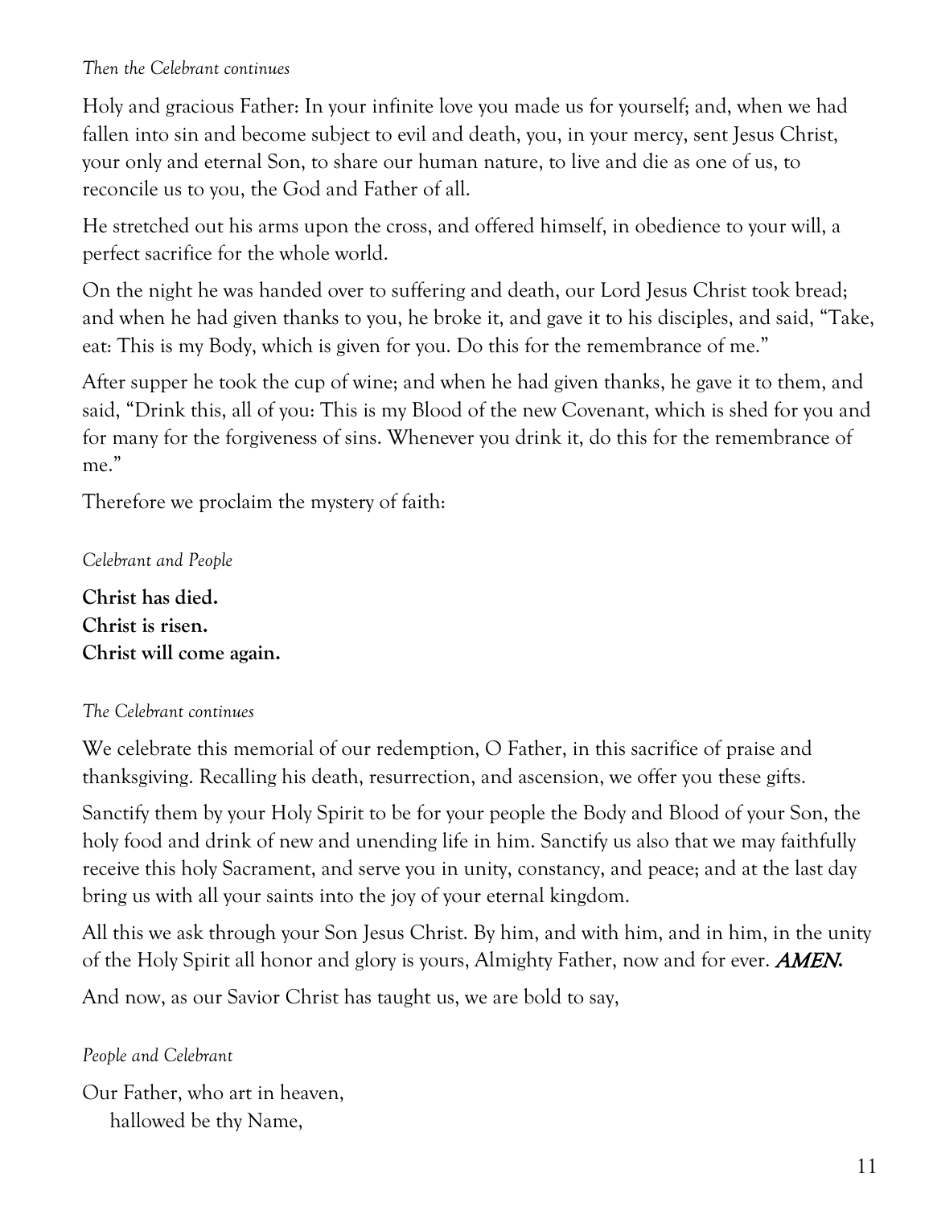*Then the Celebrant continues*

Holy and gracious Father: In your infinite love you made us for yourself; and, when we had fallen into sin and become subject to evil and death, you, in your mercy, sent Jesus Christ, your only and eternal Son, to share our human nature, to live and die as one of us, to reconcile us to you, the God and Father of all.

He stretched out his arms upon the cross, and offered himself, in obedience to your will, a perfect sacrifice for the whole world.

On the night he was handed over to suffering and death, our Lord Jesus Christ took bread; and when he had given thanks to you, he broke it, and gave it to his disciples, and said, "Take, eat: This is my Body, which is given for you. Do this for the remembrance of me."

After supper he took the cup of wine; and when he had given thanks, he gave it to them, and said, "Drink this, all of you: This is my Blood of the new Covenant, which is shed for you and for many for the forgiveness of sins. Whenever you drink it, do this for the remembrance of me."

Therefore we proclaim the mystery of faith:

*Celebrant and People*

**Christ has died.**  
**Christ is risen.**  
**Christ will come again.**

*The Celebrant continues*

We celebrate this memorial of our redemption, O Father, in this sacrifice of praise and thanksgiving. Recalling his death, resurrection, and ascension, we offer you these gifts.

Sanctify them by your Holy Spirit to be for your people the Body and Blood of your Son, the holy food and drink of new and unending life in him. Sanctify us also that we may faithfully receive this holy Sacrament, and serve you in unity, constancy, and peace; and at the last day bring us with all your saints into the joy of your eternal kingdom.

All this we ask through your Son Jesus Christ. By him, and with him, and in him, in the unity of the Holy Spirit all honor and glory is yours, Almighty Father, now and for ever. ***AMEN.***

And now, as our Savior Christ has taught us, we are bold to say,

*People and Celebrant*

Our Father, who art in heaven,  
hallowed be thy Name,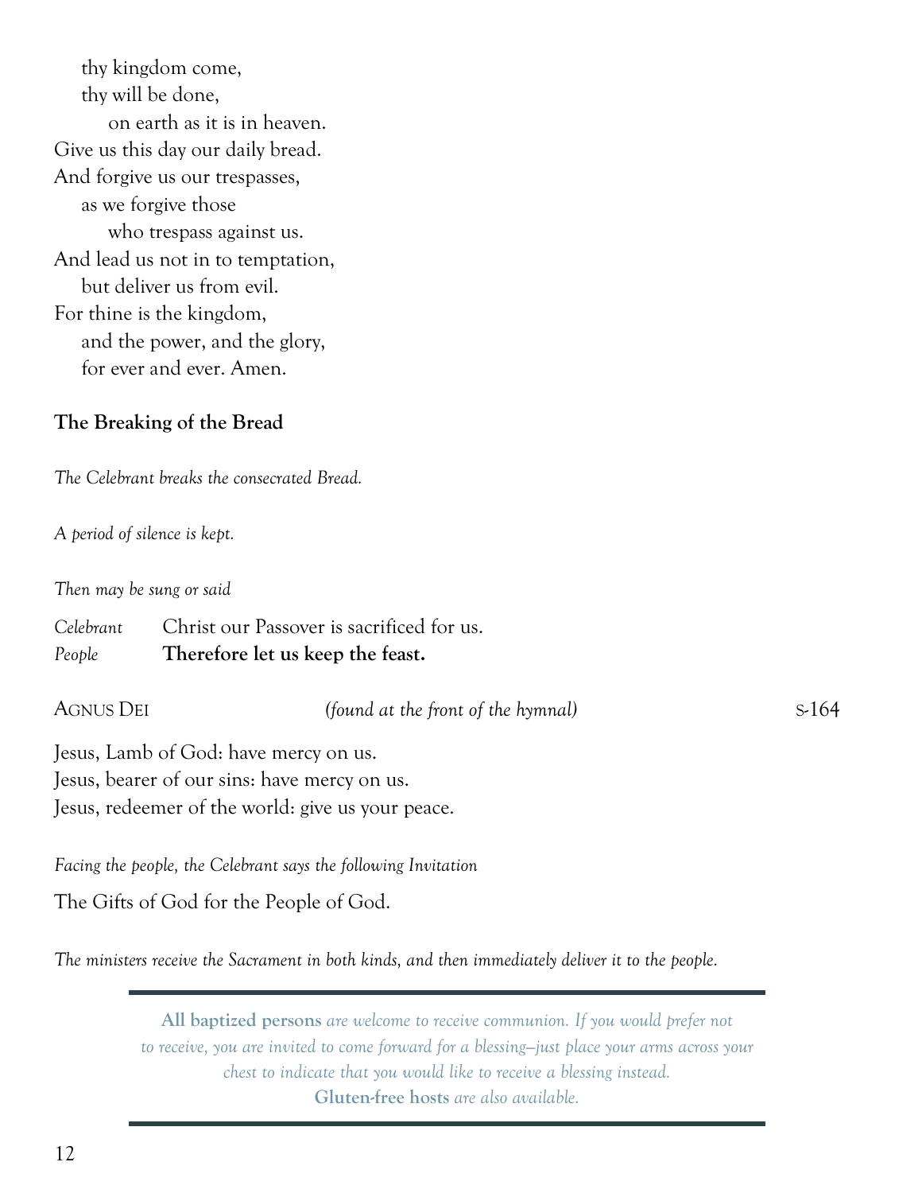thy kingdom come,  
thy will be done,  
on earth as it is in heaven.  
Give us this day our daily bread.  
And forgive us our trespasses,  
as we forgive those  
who trespass against us.  
And lead us not in to temptation,  
but deliver us from evil.  
For thine is the kingdom,  
and the power, and the glory,  
for ever and ever. Amen.

**The Breaking of the Bread**

*The Celebrant breaks the consecrated Bread.*

*A period of silence is kept.*

*Then may be sung or said*

*Celebrant* Christ our Passover is sacrificed for us.  
*People* **Therefore let us keep the feast.**

AGNUS DEI *(found at the front of the hymnal)* S-164

Jesus, Lamb of God: have mercy on us.  
Jesus, bearer of our sins: have mercy on us.  
Jesus, redeemer of the world: give us your peace.

*Facing the people, the Celebrant says the following Invitation*

The Gifts of God for the People of God.

*The ministers receive the Sacrament in both kinds, and then immediately deliver it to the people.*

---

**All baptized persons** *are welcome to receive communion. If you would prefer not to receive, you are invited to come forward for a blessing–just place your arms across your chest to indicate that you would like to receive a blessing instead.*  
**Gluten-free hosts** *are also available.*

---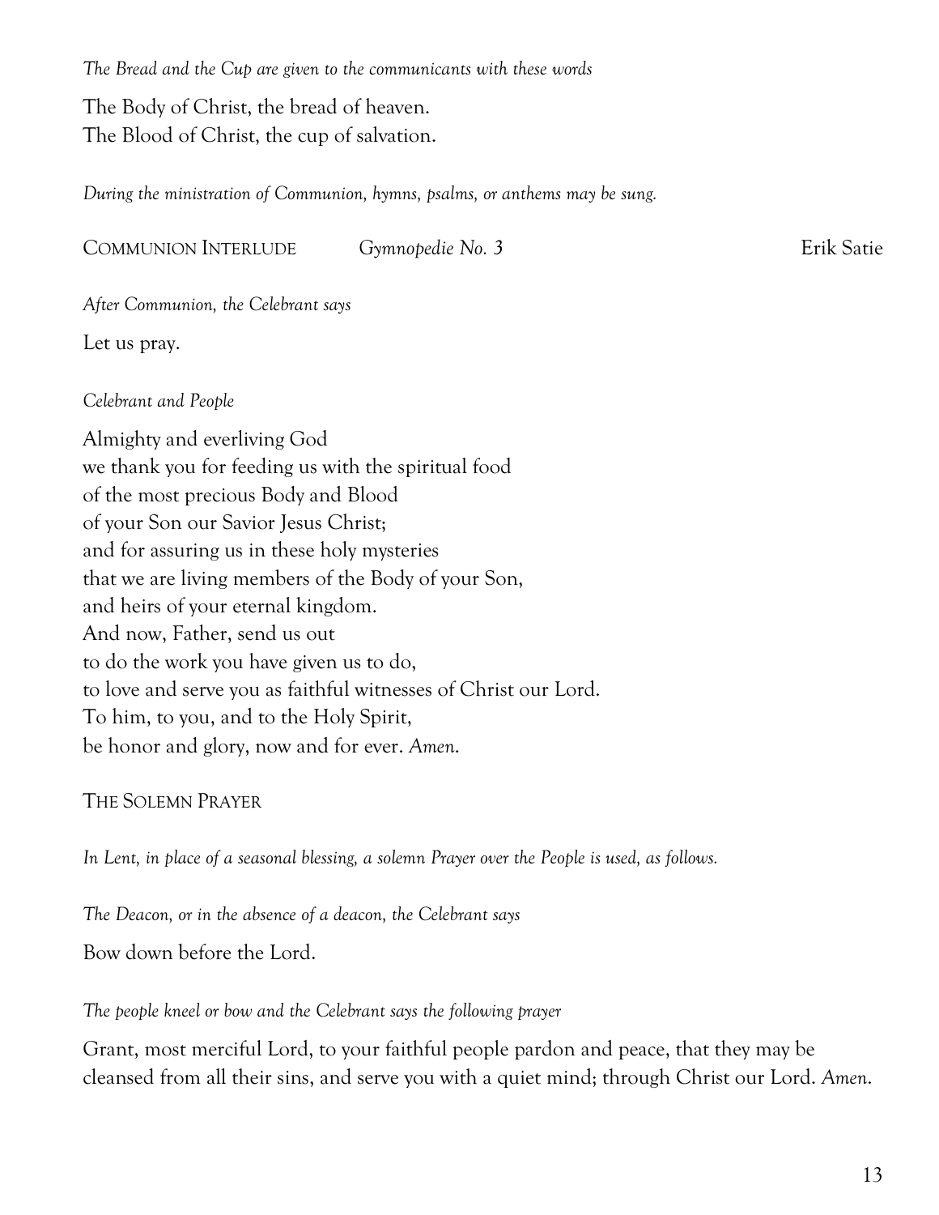*The Bread and the Cup are given to the communicants with these words*

The Body of Christ, the bread of heaven.
The Blood of Christ, the cup of salvation.

*During the ministration of Communion, hymns, psalms, or anthems may be sung.*

COMMUNION INTERLUDE *Gymnopedie No. 3* Erik Satie

*After Communion, the Celebrant says*

Let us pray.

*Celebrant and People*

Almighty and everliving God
we thank you for feeding us with the spiritual food
of the most precious Body and Blood
of your Son our Savior Jesus Christ;
and for assuring us in these holy mysteries
that we are living members of the Body of your Son,
and heirs of your eternal kingdom.
And now, Father, send us out
to do the work you have given us to do,
to love and serve you as faithful witnesses of Christ our Lord.
To him, to you, and to the Holy Spirit,
be honor and glory, now and for ever. *Amen.*

THE SOLEMN PRAYER

*In Lent, in place of a seasonal blessing, a solemn Prayer over the People is used, as follows.*

*The Deacon, or in the absence of a deacon, the Celebrant says*

Bow down before the Lord.

*The people kneel or bow and the Celebrant says the following prayer*

Grant, most merciful Lord, to your faithful people pardon and peace, that they may be cleansed from all their sins, and serve you with a quiet mind; through Christ our Lord. *Amen.*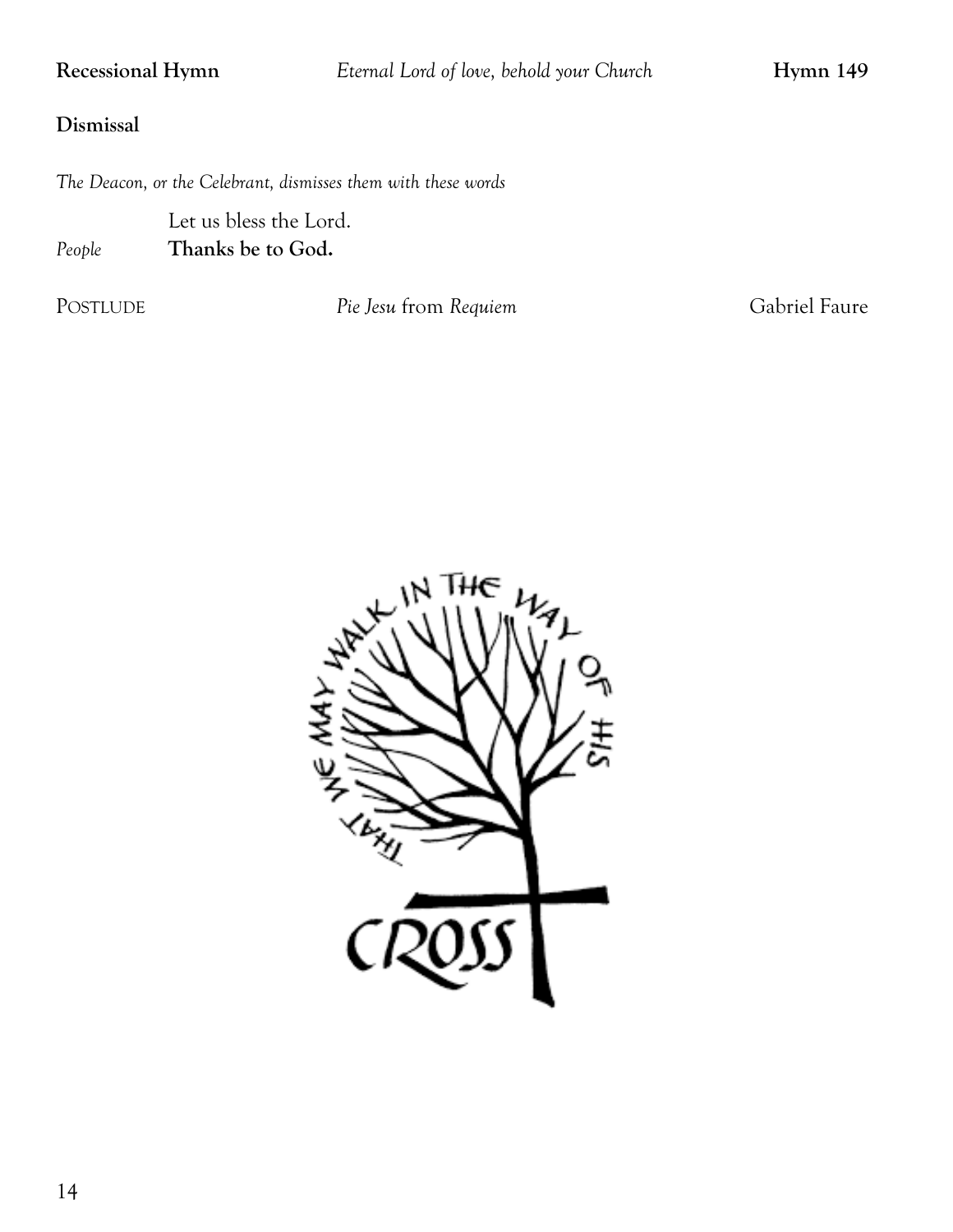**Recessional Hymn** *Eternal Lord of love, behold your Church* **Hymn 149**

**Dismissal**

*The Deacon, or the Celebrant, dismisses them with these words*

Let us bless the Lord.

*People* **Thanks be to God.**

POSTLUDE *Pie Jesu* from *Requiem* Gabriel Faure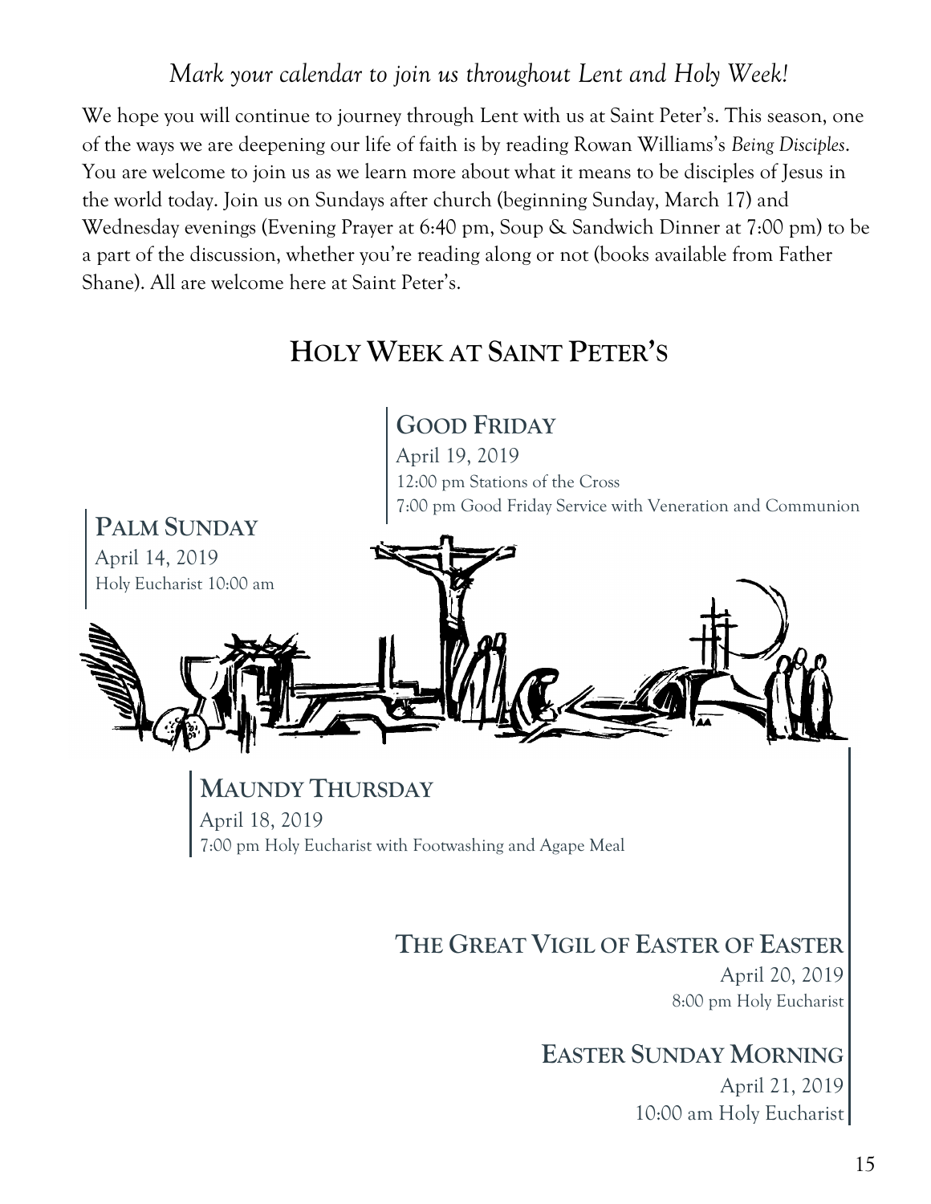*Mark your calendar to join us throughout Lent and Holy Week!*

We hope you will continue to journey through Lent with us at Saint Peter's. This season, one of the ways we are deepening our life of faith is by reading Rowan Williams's *Being Disciples*. You are welcome to join us as we learn more about what it means to be disciples of Jesus in the world today. Join us on Sundays after church (beginning Sunday, March 17) and Wednesday evenings (Evening Prayer at 6:40 pm, Soup & Sandwich Dinner at 7:00 pm) to be a part of the discussion, whether you're reading along or not (books available from Father Shane). All are welcome here at Saint Peter's.

# Holy Week at Saint Peter's

## Palm Sunday

April 14, 2019

Holy Eucharist 10:00 am

## Maundy Thursday

April 18, 2019

7:00 pm Holy Eucharist with Footwashing and Agape Meal

## Good Friday

April 19, 2019

12:00 pm Stations of the Cross

7:00 pm Good Friday Service with Veneration and Communion

## The Great Vigil of Easter of Easter

April 20, 2019

8:00 pm Holy Eucharist

## Easter Sunday Morning

April 21, 2019

10:00 am Holy Eucharist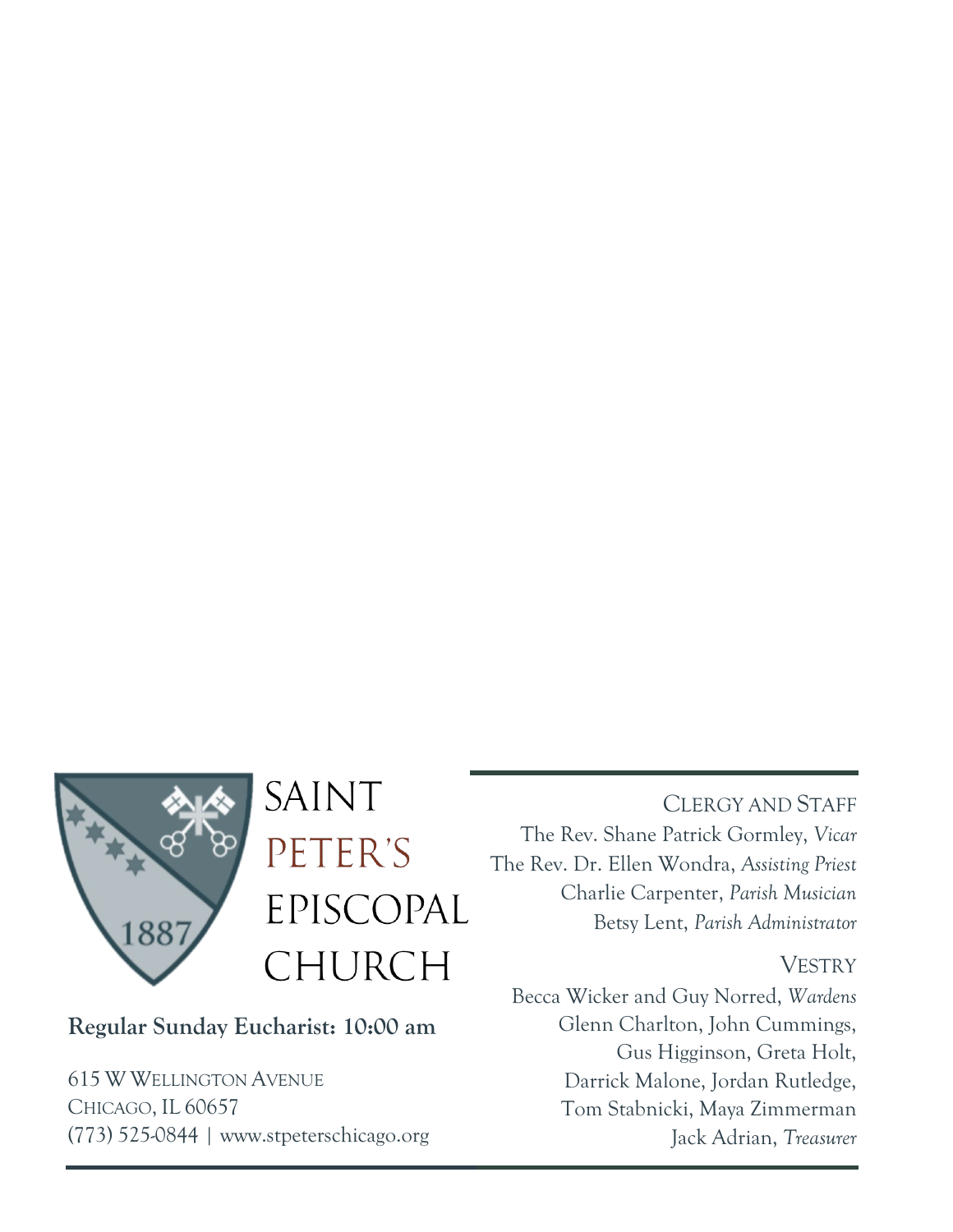SAINT PETER'S EPISCOPAL CHURCH

**Regular Sunday Eucharist: 10:00 am**

615 W Wellington Avenue
Chicago, IL 60657
(773) 525-0844 | www.stpeterschicago.org

Clergy and Staff

The Rev. Shane Patrick Gormley, *Vicar*
The Rev. Dr. Ellen Wondra, *Assisting Priest*
Charlie Carpenter, *Parish Musician*
Betsy Lent, *Parish Administrator*

Vestry

Becca Wicker and Guy Norred, *Wardens*
Glenn Charlton, John Cummings,
Gus Higginson, Greta Holt,
Darrick Malone, Jordan Rutledge,
Tom Stabnicki, Maya Zimmerman
Jack Adrian, *Treasurer*